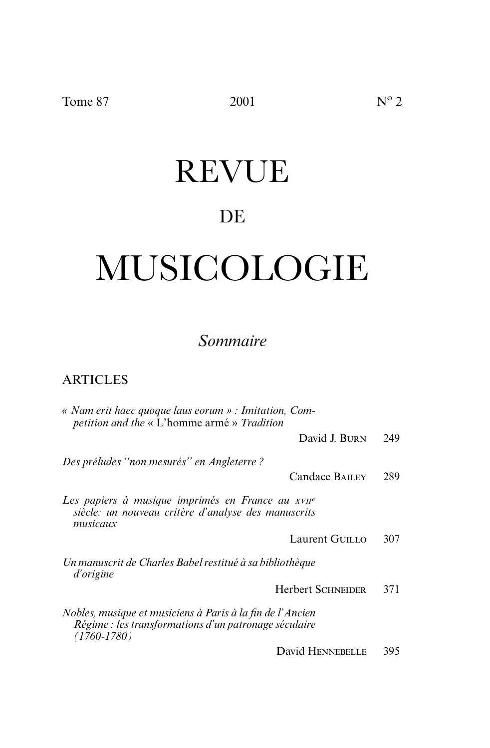Tome 87 2001 N° 2

# REVUE

## DE

# MUSICOLOGIE

*Sommaire*

## ARTICLES

*« Nam erit haec quoque laus eorum » : Imitation, Competition and the* « L'homme armé » *Tradition*
David J. Burn — 249

*Des préludes "non mesurés" en Angleterre ?*
Candace Bailey — 289

*Les papiers à musique imprimés en France au XVII*e *siècle: un nouveau critère d'analyse des manuscrits musicaux*
Laurent Guillo — 307

*Un manuscrit de Charles Babel restitué à sa bibliothèque d'origine*
Herbert Schneider — 371

*Nobles, musique et musiciens à Paris à la fin de l'Ancien Régime : les transformations d'un patronage séculaire (1760-1780)*
David Hennebelle — 395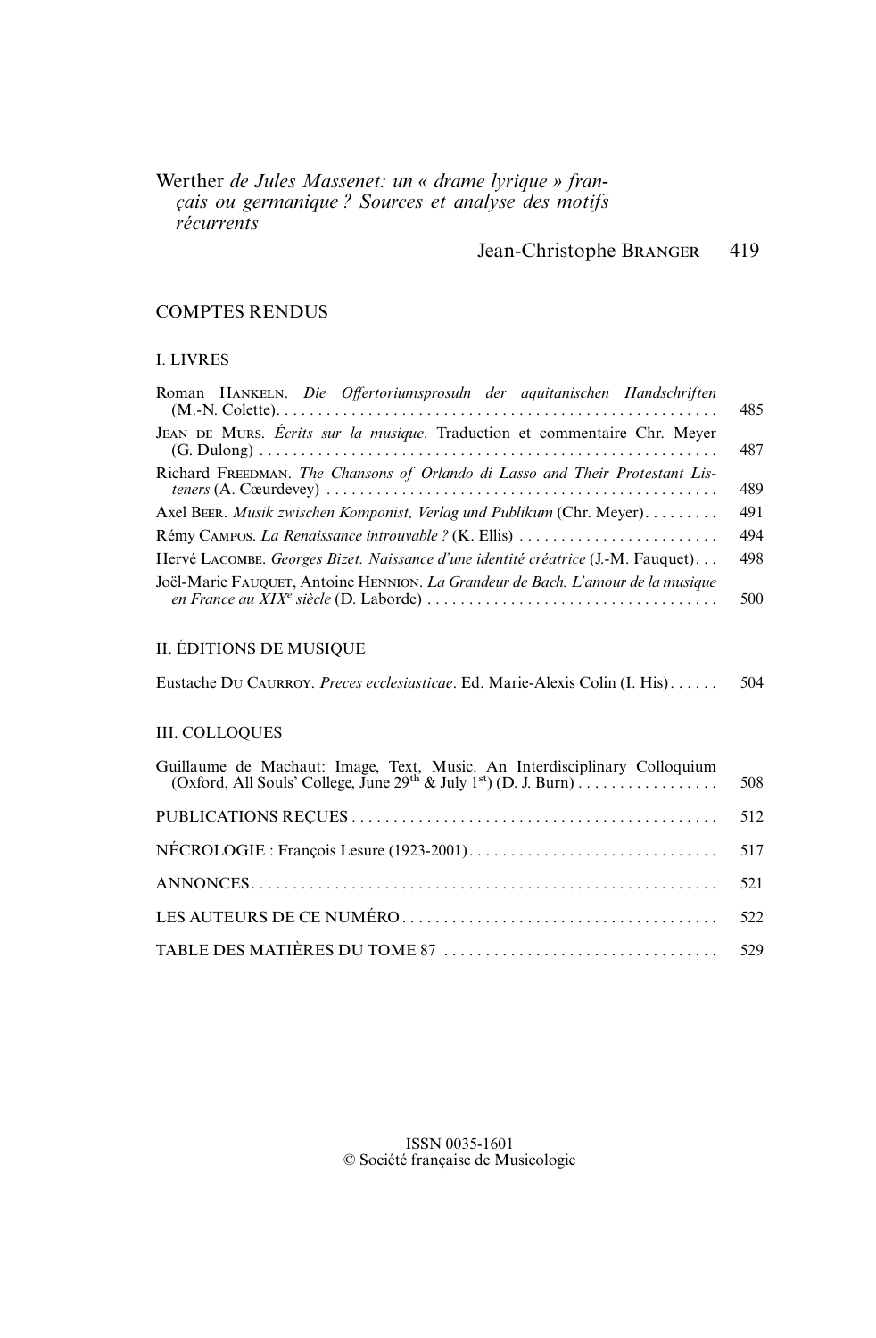Werther *de Jules Massenet: un « drame lyrique » français ou germanique ? Sources et analyse des motifs récurrents*

Jean-Christophe BRANGER 419

## COMPTES RENDUS

### I. LIVRES

Roman HANKELN. *Die Offertoriumsprosuln der aquitanischen Handschriften* (M.-N. Colette) . . . . . 485

JEAN DE MURS. *Écrits sur la musique*. Traduction et commentaire Chr. Meyer (G. Dulong) . . . . . 487

Richard FREEDMAN. *The Chansons of Orlando di Lasso and Their Protestant Listeners* (A. Cœurdevey) . . . . . 489

Axel BEER. *Musik zwischen Komponist, Verlag und Publikum* (Chr. Meyer) . . . . . 491

Rémy CAMPOS. *La Renaissance introuvable ?* (K. Ellis) . . . . . 494

Hervé LACOMBE. *Georges Bizet. Naissance d'une identité créatrice* (J.-M. Fauquet) . . . 498

Joël-Marie FAUQUET, Antoine HENNION. *La Grandeur de Bach. L'amour de la musique en France au XIX^e siècle* (D. Laborde) . . . . . 500

### II. ÉDITIONS DE MUSIQUE

Eustache DU CAURROY. *Preces ecclesiasticae*. Ed. Marie-Alexis Colin (I. His) . . . . . 504

### III. COLLOQUES

Guillaume de Machaut: Image, Text, Music. An Interdisciplinary Colloquium (Oxford, All Souls' College, June 29th & July 1st) (D. J. Burn) . . . . . 508

PUBLICATIONS REÇUES . . . . . 512

NÉCROLOGIE : François Lesure (1923-2001) . . . . . 517

ANNONCES . . . . . 521

LES AUTEURS DE CE NUMÉRO . . . . . 522

TABLE DES MATIÈRES DU TOME 87 . . . . . 529

ISSN 0035-1601
© Société française de Musicologie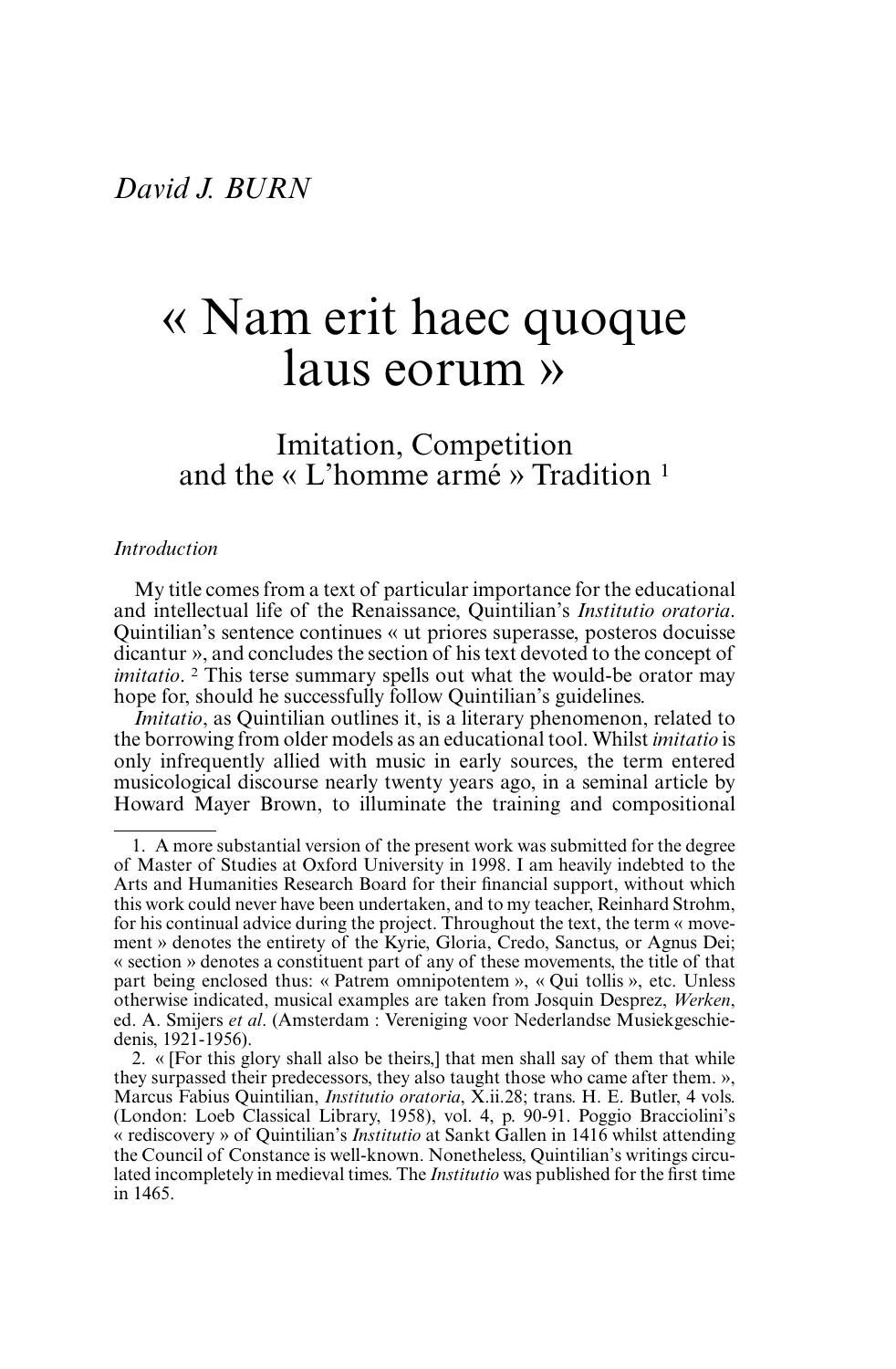*David J. BURN*

# « Nam erit haec quoque laus eorum »

## Imitation, Competition and the « L'homme armé » Tradition [1]

*Introduction*

My title comes from a text of particular importance for the educational and intellectual life of the Renaissance, Quintilian's *Institutio oratoria*. Quintilian's sentence continues « ut priores superasse, posteros docuisse dicantur », and concludes the section of his text devoted to the concept of *imitatio*. [2] This terse summary spells out what the would-be orator may hope for, should he successfully follow Quintilian's guidelines.

*Imitatio*, as Quintilian outlines it, is a literary phenomenon, related to the borrowing from older models as an educational tool. Whilst *imitatio* is only infrequently allied with music in early sources, the term entered musicological discourse nearly twenty years ago, in a seminal article by Howard Mayer Brown, to illuminate the training and compositional

---

1. A more substantial version of the present work was submitted for the degree of Master of Studies at Oxford University in 1998. I am heavily indebted to the Arts and Humanities Research Board for their financial support, without which this work could never have been undertaken, and to my teacher, Reinhard Strohm, for his continual advice during the project. Throughout the text, the term « movement » denotes the entirety of the Kyrie, Gloria, Credo, Sanctus, or Agnus Dei; « section » denotes a constituent part of any of these movements, the title of that part being enclosed thus: « Patrem omnipotentem », « Qui tollis », etc. Unless otherwise indicated, musical examples are taken from Josquin Desprez, *Werken*, ed. A. Smijers *et al*. (Amsterdam : Vereniging voor Nederlandse Musiekgeschiedenis, 1921-1956).

2. « [For this glory shall also be theirs,] that men shall say of them that while they surpassed their predecessors, they also taught those who came after them. », Marcus Fabius Quintilian, *Institutio oratoria*, X.ii.28; trans. H. E. Butler, 4 vols. (London: Loeb Classical Library, 1958), vol. 4, p. 90-91. Poggio Bracciolini's « rediscovery » of Quintilian's *Institutio* at Sankt Gallen in 1416 whilst attending the Council of Constance is well-known. Nonetheless, Quintilian's writings circulated incompletely in medieval times. The *Institutio* was published for the first time in 1465.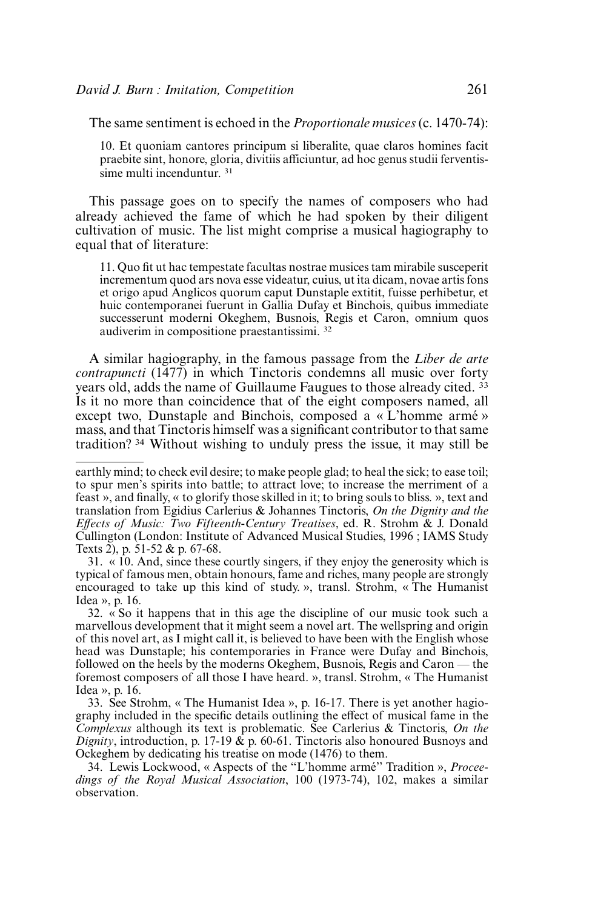The same sentiment is echoed in the *Proportionale musices* (c. 1470-74):

> 10. Et quoniam cantores principum si liberalite, quae claros homines facit praebite sint, honore, gloria, divitiis afficiuntur, ad hoc genus studii ferventissime multi incenduntur. [31]

This passage goes on to specify the names of composers who had already achieved the fame of which he had spoken by their diligent cultivation of music. The list might comprise a musical hagiography to equal that of literature:

> 11. Quo fit ut hac tempestate facultas nostrae musices tam mirabile susceperit incrementum quod ars nova esse videatur, cuius, ut ita dicam, novae artis fons et origo apud Anglicos quorum caput Dunstaple extitit, fuisse perhibetur, et huic contemporanei fuerunt in Gallia Dufay et Binchois, quibus immediate successerunt moderni Okeghem, Busnois, Regis et Caron, omnium quos audiverim in compositione praestantissimi. [32]

A similar hagiography, in the famous passage from the *Liber de arte contrapuncti* (1477) in which Tinctoris condemns all music over forty years old, adds the name of Guillaume Faugues to those already cited. [33] Is it no more than coincidence that of the eight composers named, all except two, Dunstaple and Binchois, composed a « L'homme armé » mass, and that Tinctoris himself was a significant contributor to that same tradition? [34] Without wishing to unduly press the issue, it may still be

---

earthly mind; to check evil desire; to make people glad; to heal the sick; to ease toil; to spur men's spirits into battle; to attract love; to increase the merriment of a feast », and finally, « to glorify those skilled in it; to bring souls to bliss. », text and translation from Egidius Carlerius & Johannes Tinctoris, *On the Dignity and the Effects of Music: Two Fifteenth-Century Treatises*, ed. R. Strohm & J. Donald Cullington (London: Institute of Advanced Musical Studies, 1996 ; IAMS Study Texts 2), p. 51-52 & p. 67-68.

31. « 10. And, since these courtly singers, if they enjoy the generosity which is typical of famous men, obtain honours, fame and riches, many people are strongly encouraged to take up this kind of study. », transl. Strohm, « The Humanist Idea », p. 16.

32. « So it happens that in this age the discipline of our music took such a marvellous development that it might seem a novel art. The wellspring and origin of this novel art, as I might call it, is believed to have been with the English whose head was Dunstaple; his contemporaries in France were Dufay and Binchois, followed on the heels by the moderns Okeghem, Busnois, Regis and Caron — the foremost composers of all those I have heard. », transl. Strohm, « The Humanist Idea », p. 16.

33. See Strohm, « The Humanist Idea », p. 16-17. There is yet another hagiography included in the specific details outlining the effect of musical fame in the *Complexus* although its text is problematic. See Carlerius & Tinctoris, *On the Dignity*, introduction, p. 17-19 & p. 60-61. Tinctoris also honoured Busnoys and Ockeghem by dedicating his treatise on mode (1476) to them.

34. Lewis Lockwood, « Aspects of the "L'homme armé" Tradition », *Proceedings of the Royal Musical Association*, 100 (1973-74), 102, makes a similar observation.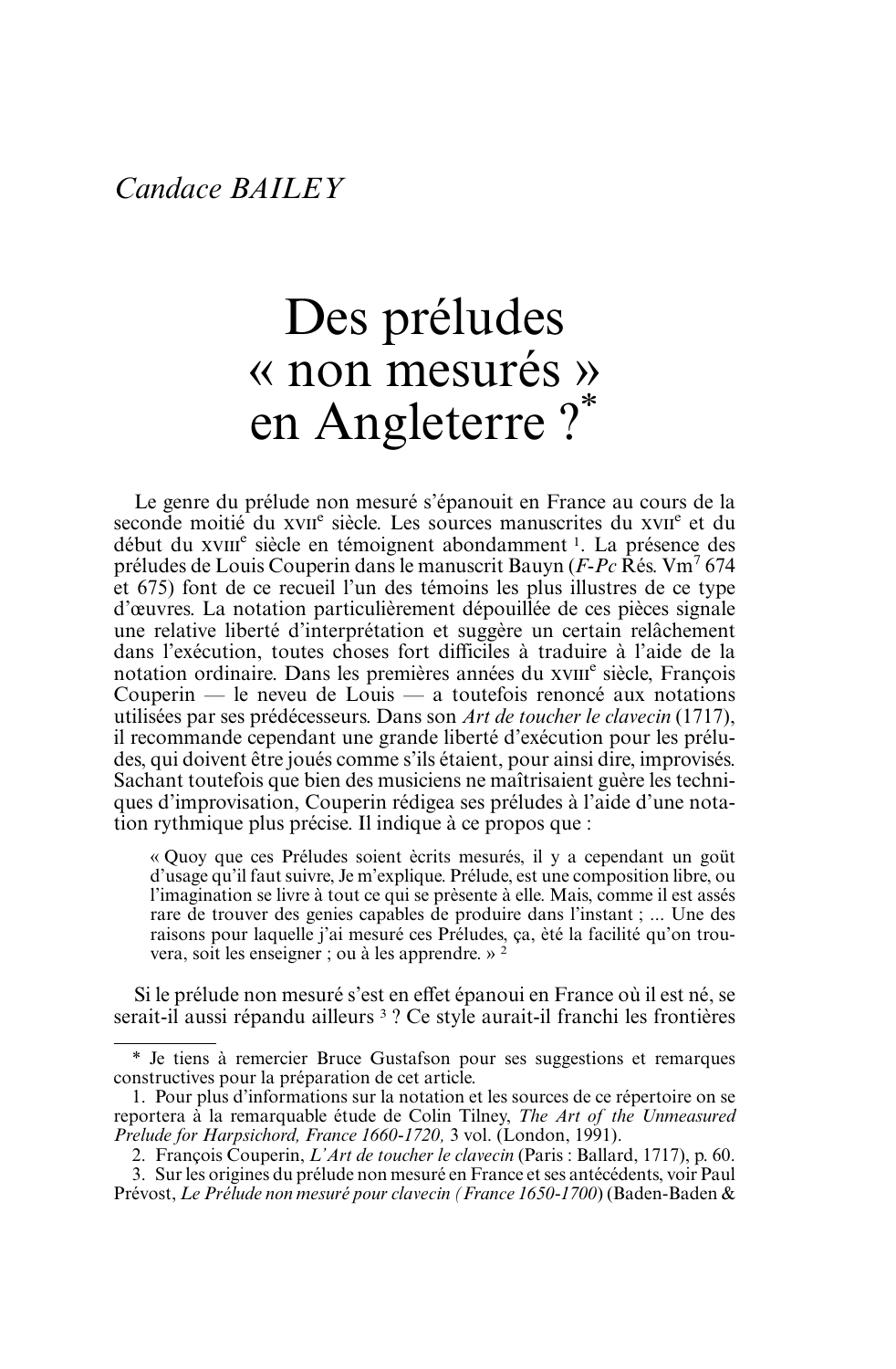*Candace BAILEY*

# Des préludes « non mesurés » en Angleterre ?*

Le genre du prélude non mesuré s'épanouit en France au cours de la seconde moitié du XVII^e^ siècle. Les sources manuscrites du XVII^e^ et du début du XVIII^e^ siècle en témoignent abondamment [1]. La présence des préludes de Louis Couperin dans le manuscrit Bauyn (*F-Pc* Rés. Vm[7] 674 et 675) font de ce recueil l'un des témoins les plus illustres de ce type d'œuvres. La notation particulièrement dépouillée de ces pièces signale une relative liberté d'interprétation et suggère un certain relâchement dans l'exécution, toutes choses fort difficiles à traduire à l'aide de la notation ordinaire. Dans les premières années du XVIII^e^ siècle, François Couperin — le neveu de Louis — a toutefois renoncé aux notations utilisées par ses prédécesseurs. Dans son *Art de toucher le clavecin* (1717), il recommande cependant une grande liberté d'exécution pour les préludes, qui doivent être joués comme s'ils étaient, pour ainsi dire, improvisés. Sachant toutefois que bien des musiciens ne maîtrisaient guère les techniques d'improvisation, Couperin rédigea ses préludes à l'aide d'une notation rythmique plus précise. Il indique à ce propos que :

> « Quoy que ces Préludes soient ècrits mesurés, il y a cependant un goüt d'usage qu'il faut suivre, Je m'explique. Prélude, est une composition libre, ou l'imagination se livre à tout ce qui se prèsente à elle. Mais, comme il est assés rare de trouver des genies capables de produire dans l'instant ; ... Une des raisons pour laquelle j'ai mesuré ces Préludes, ça, èté la facilité qu'on trouvera, soit les enseigner ; ou à les apprendre. » [2]

Si le prélude non mesuré s'est en effet épanoui en France où il est né, se serait-il aussi répandu ailleurs [3] ? Ce style aurait-il franchi les frontières

---

\* Je tiens à remercier Bruce Gustafson pour ses suggestions et remarques constructives pour la préparation de cet article.

1. Pour plus d'informations sur la notation et les sources de ce répertoire on se reportera à la remarquable étude de Colin Tilney, *The Art of the Unmeasured Prelude for Harpsichord, France 1660-1720,* 3 vol. (London, 1991).

2. François Couperin, *L'Art de toucher le clavecin* (Paris : Ballard, 1717), p. 60.

3. Sur les origines du prélude non mesuré en France et ses antécédents, voir Paul Prévost, *Le Prélude non mesuré pour clavecin (France 1650-1700)* (Baden-Baden &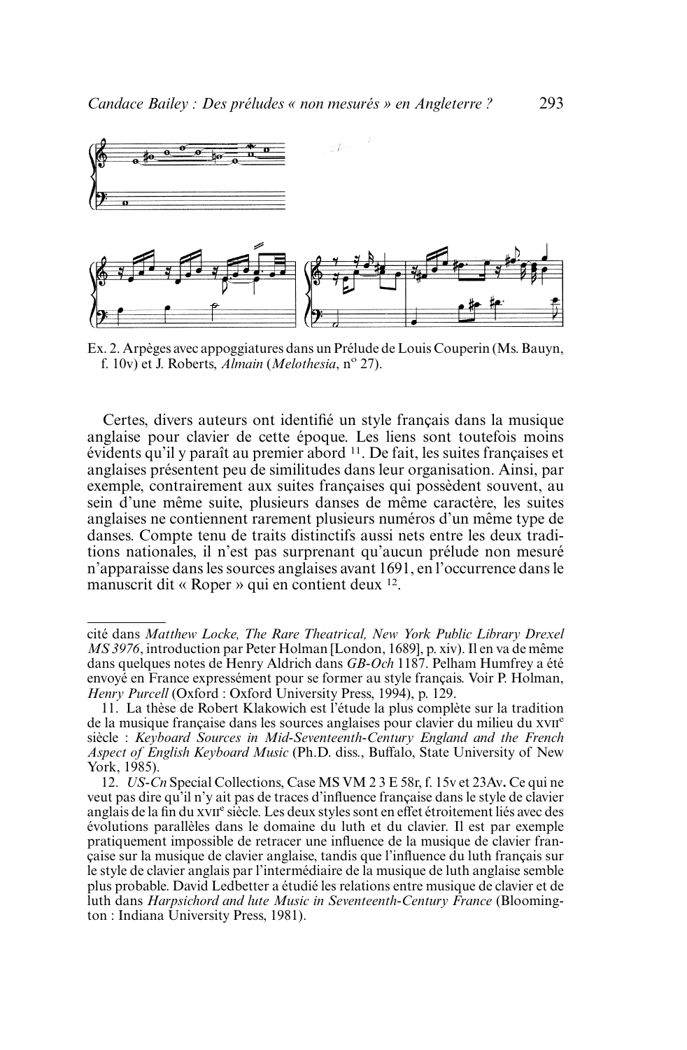Ex. 2. Arpèges avec appoggiatures dans un Prélude de Louis Couperin (Ms. Bauyn, f. 10v) et J. Roberts, *Almain* (*Melothesia*, n° 27).

Certes, divers auteurs ont identifié un style français dans la musique anglaise pour clavier de cette époque. Les liens sont toutefois moins évidents qu'il y paraît au premier abord [11]. De fait, les suites françaises et anglaises présentent peu de similitudes dans leur organisation. Ainsi, par exemple, contrairement aux suites françaises qui possèdent souvent, au sein d'une même suite, plusieurs danses de même caractère, les suites anglaises ne contiennent rarement plusieurs numéros d'un même type de danses. Compte tenu de traits distinctifs aussi nets entre les deux traditions nationales, il n'est pas surprenant qu'aucun prélude non mesuré n'apparaisse dans les sources anglaises avant 1691, en l'occurrence dans le manuscrit dit « Roper » qui en contient deux [12].

---

cité dans *Matthew Locke, The Rare Theatrical, New York Public Library Drexel MS 3976*, introduction par Peter Holman [London, 1689], p. xiv). Il en va de même dans quelques notes de Henry Aldrich dans *GB-Och* 1187. Pelham Humfrey a été envoyé en France expressément pour se former au style français. Voir P. Holman, *Henry Purcell* (Oxford : Oxford University Press, 1994), p. 129.

11. La thèse de Robert Klakowich est l'étude la plus complète sur la tradition de la musique française dans les sources anglaises pour clavier du milieu du XVII[e] siècle : *Keyboard Sources in Mid-Seventeenth-Century England and the French Aspect of English Keyboard Music* (Ph.D. diss., Buffalo, State University of New York, 1985).

12. *US-Cn* Special Collections, Case MS VM 2 3 E 58r, f. 15v et 23Av**.** Ce qui ne veut pas dire qu'il n'y ait pas de traces d'influence française dans le style de clavier anglais de la fin du XVII[e] siècle. Les deux styles sont en effet étroitement liés avec des évolutions parallèles dans le domaine du luth et du clavier. Il est par exemple pratiquement impossible de retracer une influence de la musique de clavier française sur la musique de clavier anglaise, tandis que l'influence du luth français sur le style de clavier anglais par l'intermédiaire de la musique de luth anglaise semble plus probable. David Ledbetter a étudié les relations entre musique de clavier et de luth dans *Harpsichord and lute Music in Seventeenth-Century France* (Bloomington : Indiana University Press, 1981).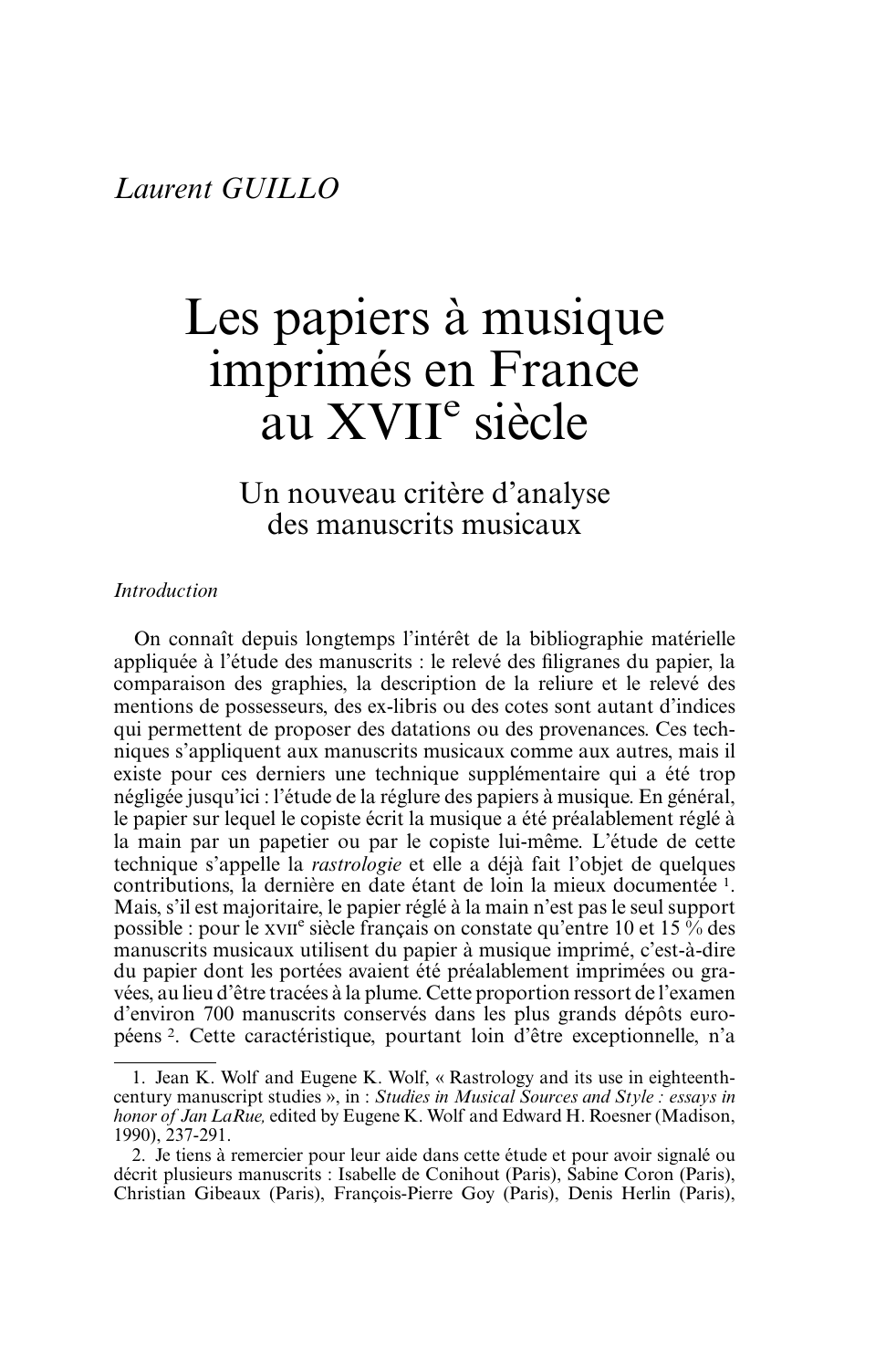*Laurent GUILLO*

# Les papiers à musique imprimés en France au XVII^e^ siècle

## Un nouveau critère d'analyse des manuscrits musicaux

*Introduction*

On connaît depuis longtemps l'intérêt de la bibliographie matérielle appliquée à l'étude des manuscrits : le relevé des filigranes du papier, la comparaison des graphies, la description de la reliure et le relevé des mentions de possesseurs, des ex-libris ou des cotes sont autant d'indices qui permettent de proposer des datations ou des provenances. Ces techniques s'appliquent aux manuscrits musicaux comme aux autres, mais il existe pour ces derniers une technique supplémentaire qui a été trop négligée jusqu'ici : l'étude de la réglure des papiers à musique. En général, le papier sur lequel le copiste écrit la musique a été préalablement réglé à la main par un papetier ou par le copiste lui-même. L'étude de cette technique s'appelle la *rastrologie* et elle a déjà fait l'objet de quelques contributions, la dernière en date étant de loin la mieux documentée [1]. Mais, s'il est majoritaire, le papier réglé à la main n'est pas le seul support possible : pour le XVII^e^ siècle français on constate qu'entre 10 et 15 % des manuscrits musicaux utilisent du papier à musique imprimé, c'est-à-dire du papier dont les portées avaient été préalablement imprimées ou gravées, au lieu d'être tracées à la plume. Cette proportion ressort de l'examen d'environ 700 manuscrits conservés dans les plus grands dépôts européens [2]. Cette caractéristique, pourtant loin d'être exceptionnelle, n'a

1. Jean K. Wolf and Eugene K. Wolf, « Rastrology and its use in eighteenth-century manuscript studies », in : *Studies in Musical Sources and Style : essays in honor of Jan LaRue,* edited by Eugene K. Wolf and Edward H. Roesner (Madison, 1990), 237-291.

2. Je tiens à remercier pour leur aide dans cette étude et pour avoir signalé ou décrit plusieurs manuscrits : Isabelle de Conihout (Paris), Sabine Coron (Paris), Christian Gibeaux (Paris), François-Pierre Goy (Paris), Denis Herlin (Paris),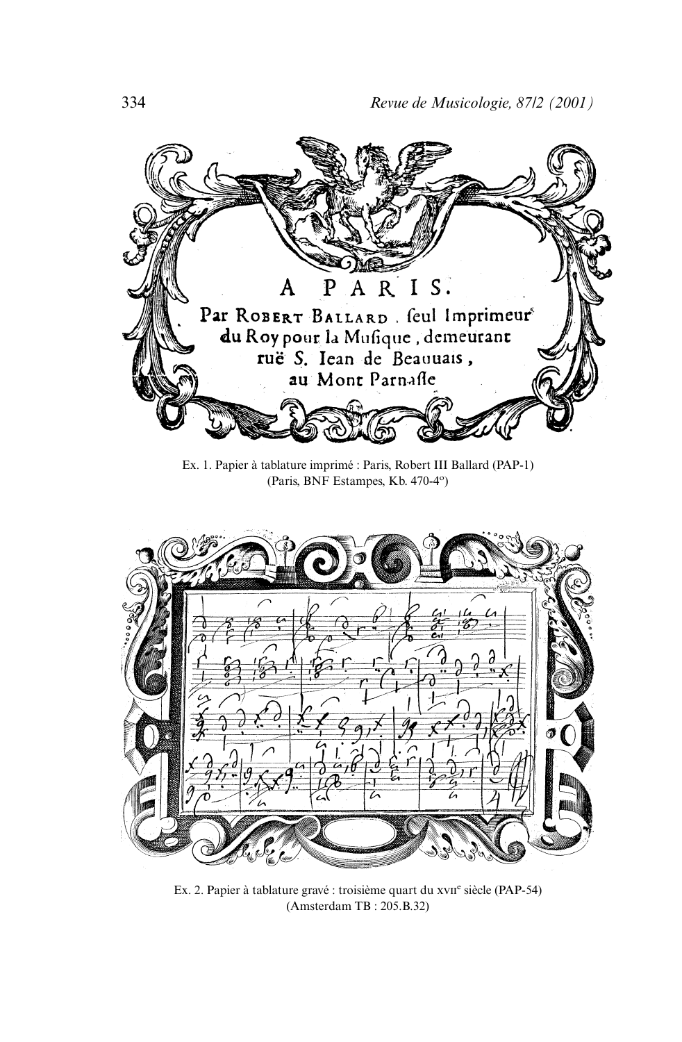A PARIS.
Par ROBERT BALLARD, seul Imprimeur du Roy pour la Musique, demeurant ruë S. Iean de Beauuais, au Mont Parnasse

Ex. 1. Papier à tablature imprimé : Paris, Robert III Ballard (PAP-1)
(Paris, BNF Estampes, Kb. 470-4°)

Ex. 2. Papier à tablature gravé : troisième quart du XVIIe siècle (PAP-54)
(Amsterdam TB : 205.B.32)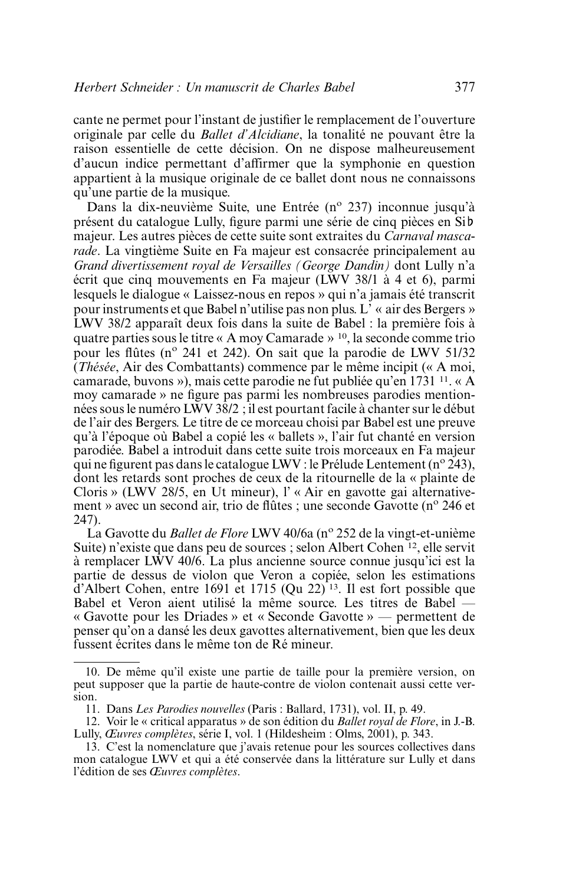cante ne permet pour l'instant de justifier le remplacement de l'ouverture originale par celle du *Ballet d'Alcidiane*, la tonalité ne pouvant être la raison essentielle de cette décision. On ne dispose malheureusement d'aucun indice permettant d'affirmer que la symphonie en question appartient à la musique originale de ce ballet dont nous ne connaissons qu'une partie de la musique.

Dans la dix-neuvième Suite, une Entrée (nº 237) inconnue jusqu'à présent du catalogue Lully, figure parmi une série de cinq pièces en Si♭ majeur. Les autres pièces de cette suite sont extraites du *Carnaval mascarade*. La vingtième Suite en Fa majeur est consacrée principalement au *Grand divertissement royal de Versailles (George Dandin)* dont Lully n'a écrit que cinq mouvements en Fa majeur (LWV 38/1 à 4 et 6), parmi lesquels le dialogue « Laissez-nous en repos » qui n'a jamais été transcrit pour instruments et que Babel n'utilise pas non plus. L' « air des Bergers » LWV 38/2 apparaît deux fois dans la suite de Babel : la première fois à quatre parties sous le titre « A moy Camarade » [10], la seconde comme trio pour les flûtes (nº 241 et 242). On sait que la parodie de LWV 51/32 (*Thésée*, Air des Combattants) commence par le même incipit (« A moi, camarade, buvons »), mais cette parodie ne fut publiée qu'en 1731 [11]. « A moy camarade » ne figure pas parmi les nombreuses parodies mentionnées sous le numéro LWV 38/2 ; il est pourtant facile à chanter sur le début de l'air des Bergers. Le titre de ce morceau choisi par Babel est une preuve qu'à l'époque où Babel a copié les « ballets », l'air fut chanté en version parodiée. Babel a introduit dans cette suite trois morceaux en Fa majeur qui ne figurent pas dans le catalogue LWV : le Prélude Lentement (nº 243), dont les retards sont proches de ceux de la ritournelle de la « plainte de Cloris » (LWV 28/5, en Ut mineur), l' « Air en gavotte gai alternativement » avec un second air, trio de flûtes ; une seconde Gavotte (nº 246 et 247).

La Gavotte du *Ballet de Flore* LWV 40/6a (nº 252 de la vingt-et-unième Suite) n'existe que dans peu de sources ; selon Albert Cohen [12], elle servit à remplacer LWV 40/6. La plus ancienne source connue jusqu'ici est la partie de dessus de violon que Veron a copiée, selon les estimations d'Albert Cohen, entre 1691 et 1715 (Qu 22) [13]. Il est fort possible que Babel et Veron aient utilisé la même source. Les titres de Babel — « Gavotte pour les Driades » et « Seconde Gavotte » — permettent de penser qu'on a dansé les deux gavottes alternativement, bien que les deux fussent écrites dans le même ton de Ré mineur.

---

10. De même qu'il existe une partie de taille pour la première version, on peut supposer que la partie de haute-contre de violon contenait aussi cette version.

11. Dans *Les Parodies nouvelles* (Paris : Ballard, 1731), vol. II, p. 49.

12. Voir le « critical apparatus » de son édition du *Ballet royal de Flore*, in J.-B. Lully, *Œuvres complètes*, série I, vol. 1 (Hildesheim : Olms, 2001), p. 343.

13. C'est la nomenclature que j'avais retenue pour les sources collectives dans mon catalogue LWV et qui a été conservée dans la littérature sur Lully et dans l'édition de ses *Œuvres complètes*.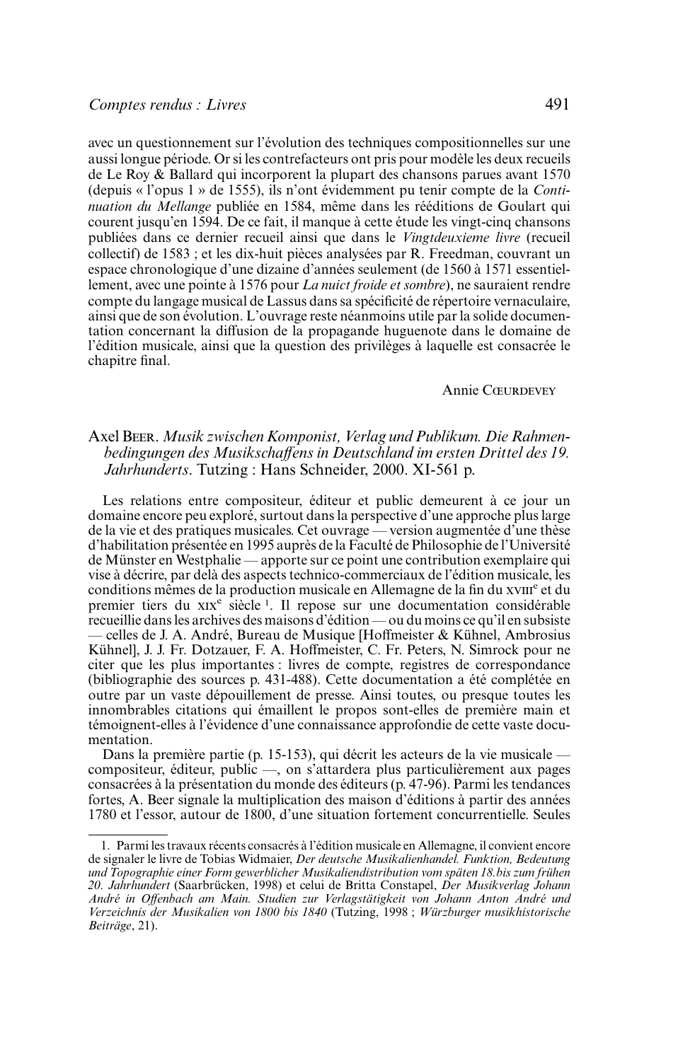avec un questionnement sur l'évolution des techniques compositionnelles sur une aussi longue période. Or si les contrefacteurs ont pris pour modèle les deux recueils de Le Roy & Ballard qui incorporent la plupart des chansons parues avant 1570 (depuis « l'opus 1 » de 1555), ils n'ont évidemment pu tenir compte de la *Continuation du Mellange* publiée en 1584, même dans les rééditions de Goulart qui courent jusqu'en 1594. De ce fait, il manque à cette étude les vingt-cinq chansons publiées dans ce dernier recueil ainsi que dans le *Vingtdeuxieme livre* (recueil collectif) de 1583 ; et les dix-huit pièces analysées par R. Freedman, couvrant un espace chronologique d'une dizaine d'années seulement (de 1560 à 1571 essentiellement, avec une pointe à 1576 pour *La nuict froide et sombre*), ne sauraient rendre compte du langage musical de Lassus dans sa spécificité de répertoire vernaculaire, ainsi que de son évolution. L'ouvrage reste néanmoins utile par la solide documentation concernant la diffusion de la propagande huguenote dans le domaine de l'édition musicale, ainsi que la question des privilèges à laquelle est consacrée le chapitre final.

Annie Cœurdevey

## Axel Beer. *Musik zwischen Komponist, Verlag und Publikum. Die Rahmenbedingungen des Musikschaffens in Deutschland im ersten Drittel des 19. Jahrhunderts*. Tutzing : Hans Schneider, 2000. XI-561 p.

Les relations entre compositeur, éditeur et public demeurent à ce jour un domaine encore peu exploré, surtout dans la perspective d'une approche plus large de la vie et des pratiques musicales. Cet ouvrage — version augmentée d'une thèse d'habilitation présentée en 1995 auprès de la Faculté de Philosophie de l'Université de Münster en Westphalie — apporte sur ce point une contribution exemplaire qui vise à décrire, par delà des aspects technico-commerciaux de l'édition musicale, les conditions mêmes de la production musicale en Allemagne de la fin du XVIII^e et du premier tiers du XIX^e siècle [1]. Il repose sur une documentation considérable recueillie dans les archives des maisons d'édition — ou du moins ce qu'il en subsiste — celles de J. A. André, Bureau de Musique [Hoffmeister & Kühnel, Ambrosius Kühnel], J. J. Fr. Dotzauer, F. A. Hoffmeister, C. Fr. Peters, N. Simrock pour ne citer que les plus importantes : livres de compte, registres de correspondance (bibliographie des sources p. 431-488). Cette documentation a été complétée en outre par un vaste dépouillement de presse. Ainsi toutes, ou presque toutes les innombrables citations qui émaillent le propos sont-elles de première main et témoignent-elles à l'évidence d'une connaissance approfondie de cette vaste documentation.

Dans la première partie (p. 15-153), qui décrit les acteurs de la vie musicale — compositeur, éditeur, public —, on s'attardera plus particulièrement aux pages consacrées à la présentation du monde des éditeurs (p. 47-96). Parmi les tendances fortes, A. Beer signale la multiplication des maison d'éditions à partir des années 1780 et l'essor, autour de 1800, d'une situation fortement concurrentielle. Seules

---

1. Parmi les travaux récents consacrés à l'édition musicale en Allemagne, il convient encore de signaler le livre de Tobias Widmaier, *Der deutsche Musikalienhandel. Funktion, Bedeutung und Topographie einer Form gewerblicher Musikaliendistribution vom späten 18.bis zum frühen 20. Jahrhundert* (Saarbrücken, 1998) et celui de Britta Constapel, *Der Musikverlag Johann André in Offenbach am Main. Studien zur Verlagstätigkeit von Johann Anton André und Verzeichnis der Musikalien von 1800 bis 1840* (Tutzing, 1998 ; *Würzburger musikhistorische Beiträge*, 21).